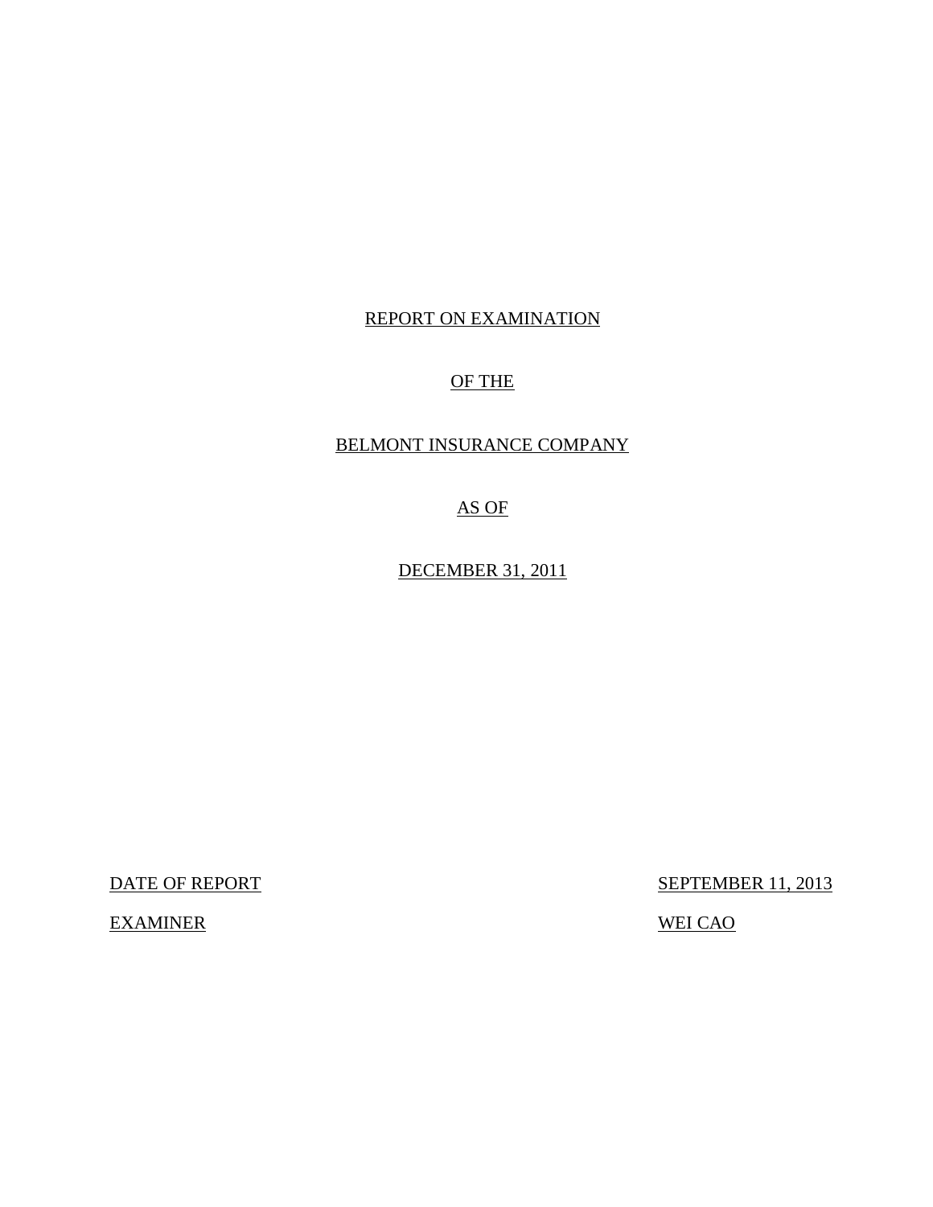REPORT ON EXAMINATION

OF THE

BELMONT INSURANCE COMPANY

AS OF

DECEMBER 31, 2011

| | |
|---|---|
| DATE OF REPORT | SEPTEMBER 11, 2013 |
| EXAMINER | WEI CAO |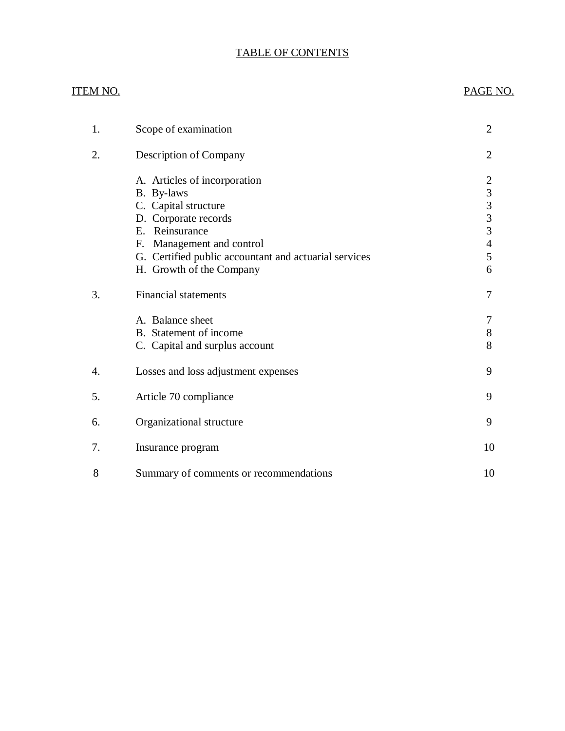# TABLE OF CONTENTS

| ITEM NO. | | PAGE NO. |
|---|---|---|
| 1. | Scope of examination | 2 |
| 2. | Description of Company | 2 |
| | A. Articles of incorporation | 2 |
| | B. By-laws | 3 |
| | C. Capital structure | 3 |
| | D. Corporate records | 3 |
| | E. Reinsurance | 3 |
| | F. Management and control | 4 |
| | G. Certified public accountant and actuarial services | 5 |
| | H. Growth of the Company | 6 |
| 3. | Financial statements | 7 |
| | A. Balance sheet | 7 |
| | B. Statement of income | 8 |
| | C. Capital and surplus account | 8 |
| 4. | Losses and loss adjustment expenses | 9 |
| 5. | Article 70 compliance | 9 |
| 6. | Organizational structure | 9 |
| 7. | Insurance program | 10 |
| 8 | Summary of comments or recommendations | 10 |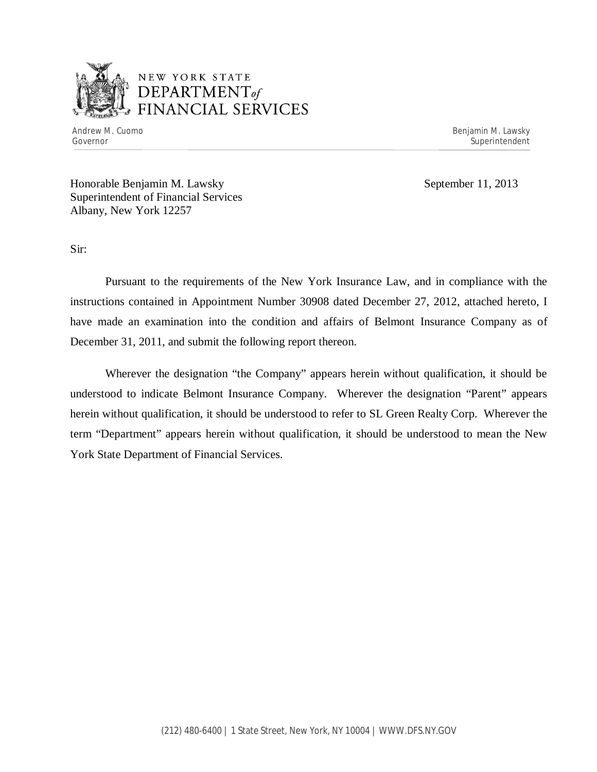NEW YORK STATE
DEPARTMENT *of* FINANCIAL SERVICES

Andrew M. Cuomo
Governor

Benjamin M. Lawsky
Superintendent

Honorable Benjamin M. Lawsky
Superintendent of Financial Services
Albany, New York 12257

September 11, 2013

Sir:

Pursuant to the requirements of the New York Insurance Law, and in compliance with the instructions contained in Appointment Number 30908 dated December 27, 2012, attached hereto, I have made an examination into the condition and affairs of Belmont Insurance Company as of December 31, 2011, and submit the following report thereon.

Wherever the designation "the Company" appears herein without qualification, it should be understood to indicate Belmont Insurance Company. Wherever the designation "Parent" appears herein without qualification, it should be understood to refer to SL Green Realty Corp. Wherever the term "Department" appears herein without qualification, it should be understood to mean the New York State Department of Financial Services.

(212) 480-6400 | 1 State Street, New York, NY 10004 | WWW.DFS.NY.GOV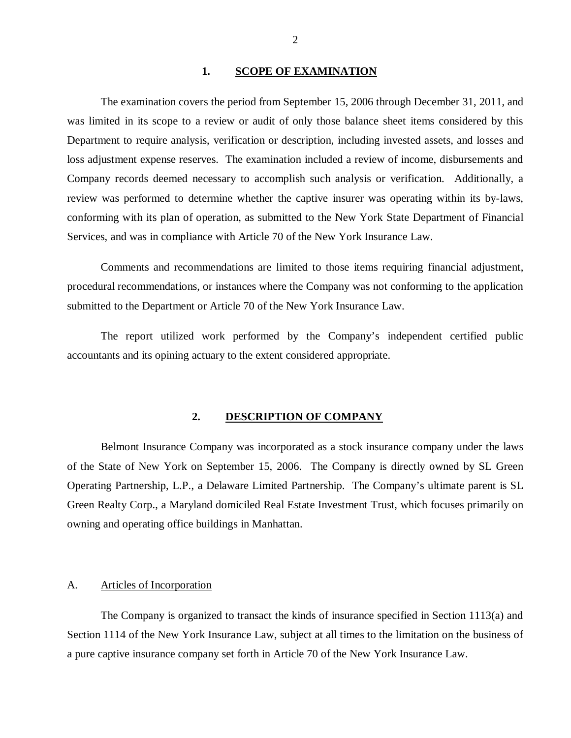## 1. SCOPE OF EXAMINATION

The examination covers the period from September 15, 2006 through December 31, 2011, and was limited in its scope to a review or audit of only those balance sheet items considered by this Department to require analysis, verification or description, including invested assets, and losses and loss adjustment expense reserves. The examination included a review of income, disbursements and Company records deemed necessary to accomplish such analysis or verification. Additionally, a review was performed to determine whether the captive insurer was operating within its by-laws, conforming with its plan of operation, as submitted to the New York State Department of Financial Services, and was in compliance with Article 70 of the New York Insurance Law.

Comments and recommendations are limited to those items requiring financial adjustment, procedural recommendations, or instances where the Company was not conforming to the application submitted to the Department or Article 70 of the New York Insurance Law.

The report utilized work performed by the Company's independent certified public accountants and its opining actuary to the extent considered appropriate.

## 2. DESCRIPTION OF COMPANY

Belmont Insurance Company was incorporated as a stock insurance company under the laws of the State of New York on September 15, 2006. The Company is directly owned by SL Green Operating Partnership, L.P., a Delaware Limited Partnership. The Company's ultimate parent is SL Green Realty Corp., a Maryland domiciled Real Estate Investment Trust, which focuses primarily on owning and operating office buildings in Manhattan.

### A. Articles of Incorporation

The Company is organized to transact the kinds of insurance specified in Section 1113(a) and Section 1114 of the New York Insurance Law, subject at all times to the limitation on the business of a pure captive insurance company set forth in Article 70 of the New York Insurance Law.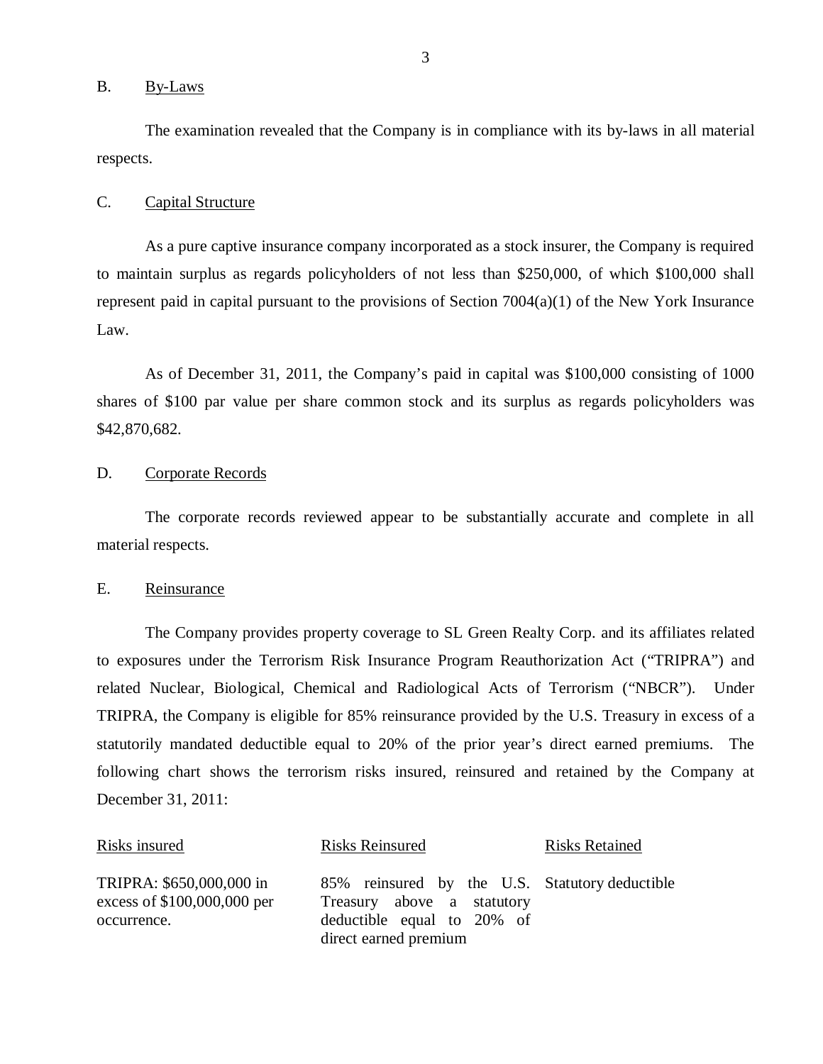B. <u>By-Laws</u>

The examination revealed that the Company is in compliance with its by-laws in all material respects.

C. <u>Capital Structure</u>

As a pure captive insurance company incorporated as a stock insurer, the Company is required to maintain surplus as regards policyholders of not less than $250,000, of which $100,000 shall represent paid in capital pursuant to the provisions of Section 7004(a)(1) of the New York Insurance Law.

As of December 31, 2011, the Company's paid in capital was $100,000 consisting of 1000 shares of $100 par value per share common stock and its surplus as regards policyholders was $42,870,682.

D. <u>Corporate Records</u>

The corporate records reviewed appear to be substantially accurate and complete in all material respects.

E. <u>Reinsurance</u>

The Company provides property coverage to SL Green Realty Corp. and its affiliates related to exposures under the Terrorism Risk Insurance Program Reauthorization Act ("TRIPRA") and related Nuclear, Biological, Chemical and Radiological Acts of Terrorism ("NBCR"). Under TRIPRA, the Company is eligible for 85% reinsurance provided by the U.S. Treasury in excess of a statutorily mandated deductible equal to 20% of the prior year's direct earned premiums. The following chart shows the terrorism risks insured, reinsured and retained by the Company at December 31, 2011:

| Risks insured | Risks Reinsured | Risks Retained |
|---|---|---|
| TRIPRA: $650,000,000 in excess of $100,000,000 per occurrence. | 85% reinsured by the U.S. Treasury above a statutory deductible equal to 20% of direct earned premium | Statutory deductible |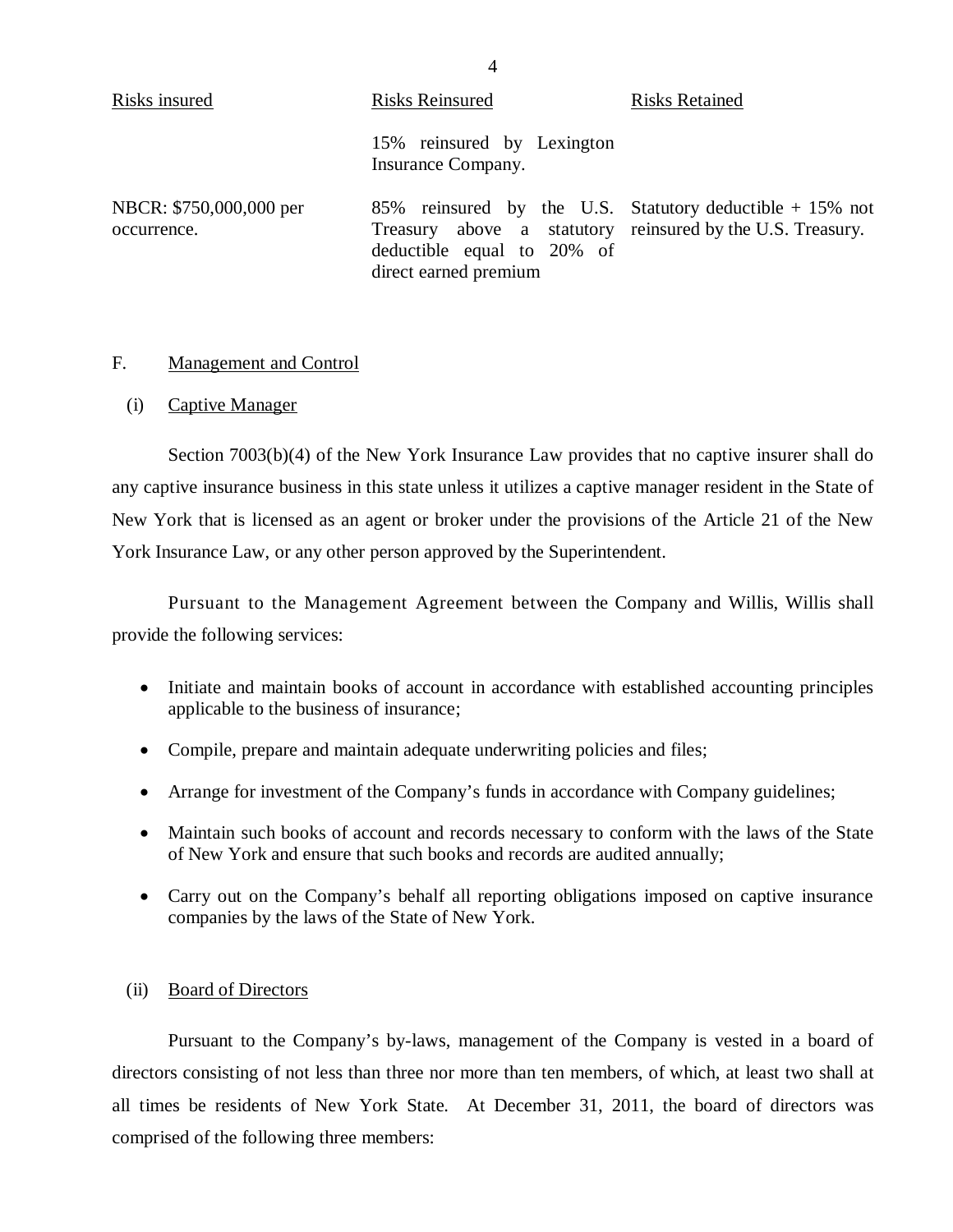| Risks insured | Risks Reinsured | Risks Retained |
|---|---|---|
| | 15% reinsured by Lexington Insurance Company. | |
| NBCR: $750,000,000 per occurrence. | 85% reinsured by the U.S. Treasury above a statutory deductible equal to 20% of direct earned premium | Statutory deductible + 15% not reinsured by the U.S. Treasury. |

F. Management and Control

(i) Captive Manager

Section 7003(b)(4) of the New York Insurance Law provides that no captive insurer shall do any captive insurance business in this state unless it utilizes a captive manager resident in the State of New York that is licensed as an agent or broker under the provisions of the Article 21 of the New York Insurance Law, or any other person approved by the Superintendent.

Pursuant to the Management Agreement between the Company and Willis, Willis shall provide the following services:

- Initiate and maintain books of account in accordance with established accounting principles applicable to the business of insurance;
- Compile, prepare and maintain adequate underwriting policies and files;
- Arrange for investment of the Company's funds in accordance with Company guidelines;
- Maintain such books of account and records necessary to conform with the laws of the State of New York and ensure that such books and records are audited annually;
- Carry out on the Company's behalf all reporting obligations imposed on captive insurance companies by the laws of the State of New York.

(ii) Board of Directors

Pursuant to the Company's by-laws, management of the Company is vested in a board of directors consisting of not less than three nor more than ten members, of which, at least two shall at all times be residents of New York State. At December 31, 2011, the board of directors was comprised of the following three members: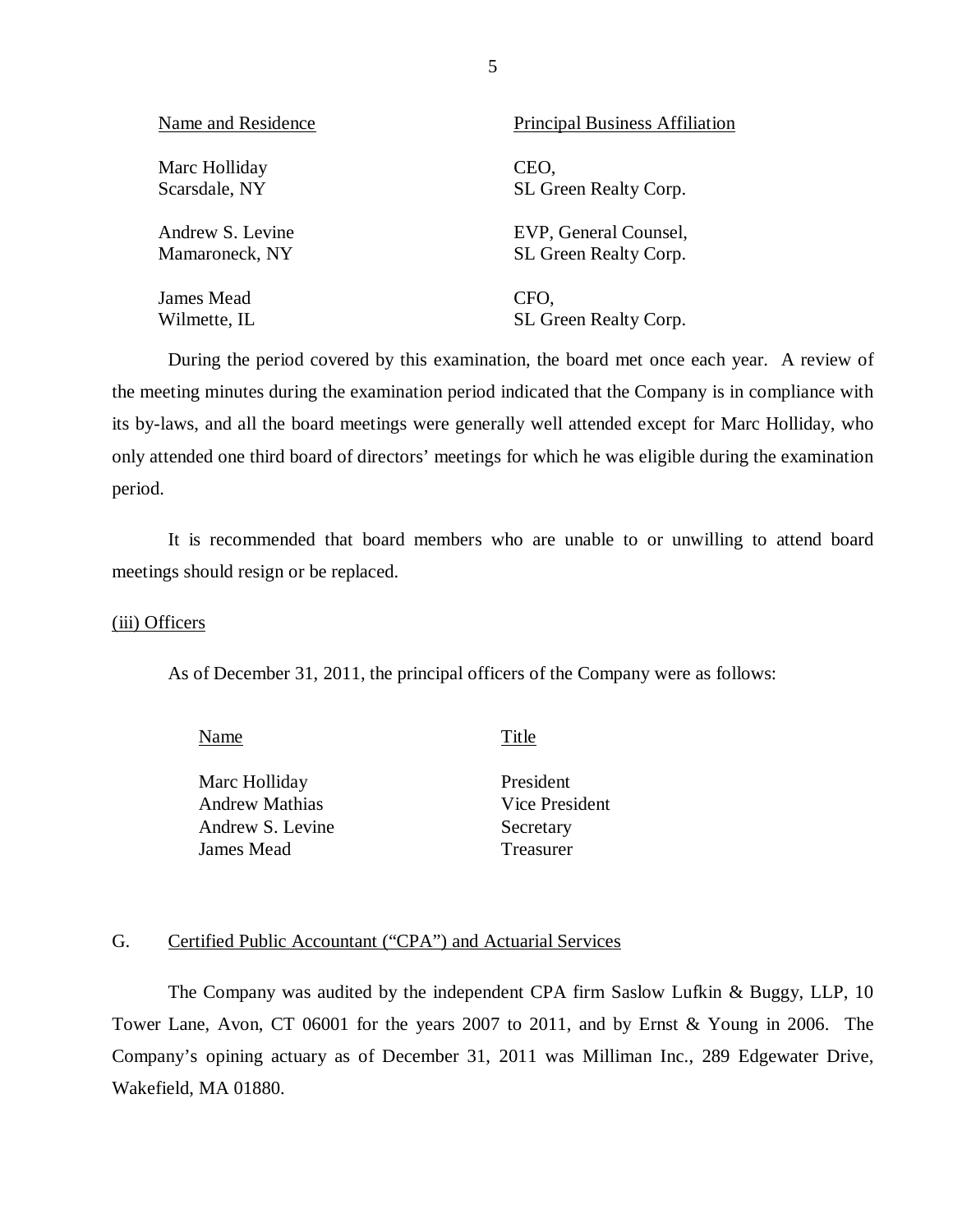| Name and Residence | Principal Business Affiliation |
| --- | --- |
| Marc Holliday<br>Scarsdale, NY | CEO,<br>SL Green Realty Corp. |
| Andrew S. Levine<br>Mamaroneck, NY | EVP, General Counsel,<br>SL Green Realty Corp. |
| James Mead<br>Wilmette, IL | CFO,<br>SL Green Realty Corp. |

During the period covered by this examination, the board met once each year. A review of the meeting minutes during the examination period indicated that the Company is in compliance with its by-laws, and all the board meetings were generally well attended except for Marc Holliday, who only attended one third board of directors' meetings for which he was eligible during the examination period.

It is recommended that board members who are unable to or unwilling to attend board meetings should resign or be replaced.

(iii) Officers

As of December 31, 2011, the principal officers of the Company were as follows:

| Name | Title |
| --- | --- |
| Marc Holliday | President |
| Andrew Mathias | Vice President |
| Andrew S. Levine | Secretary |
| James Mead | Treasurer |

## G. Certified Public Accountant ("CPA") and Actuarial Services

The Company was audited by the independent CPA firm Saslow Lufkin & Buggy, LLP, 10 Tower Lane, Avon, CT 06001 for the years 2007 to 2011, and by Ernst & Young in 2006. The Company's opining actuary as of December 31, 2011 was Milliman Inc., 289 Edgewater Drive, Wakefield, MA 01880.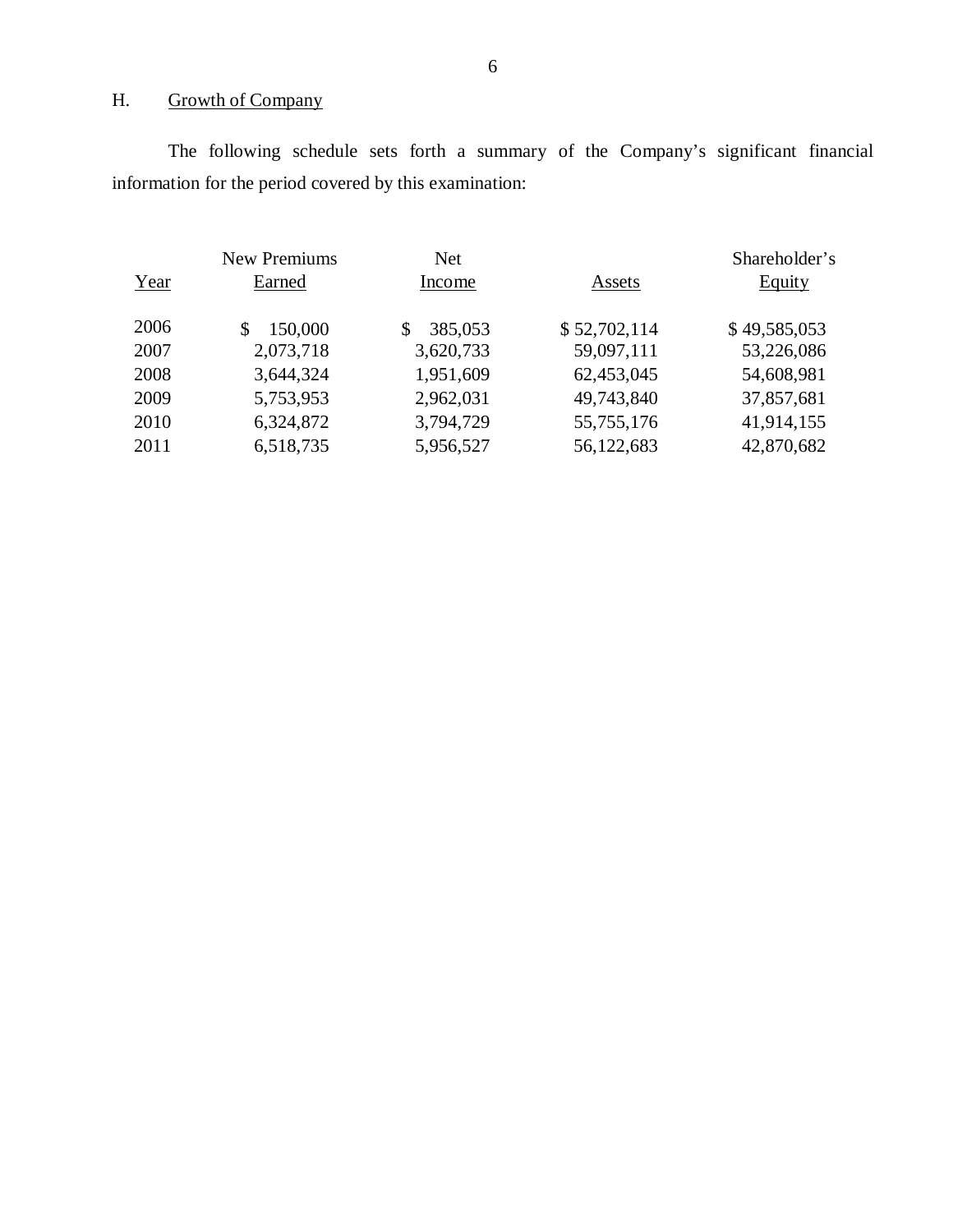## H. Growth of Company

The following schedule sets forth a summary of the Company's significant financial information for the period covered by this examination:

| Year | New Premiums Earned | Net Income | Assets | Shareholder's Equity |
|---|---|---|---|---|
| 2006 | $ 150,000 | $ 385,053 | $ 52,702,114 | $ 49,585,053 |
| 2007 | 2,073,718 | 3,620,733 | 59,097,111 | 53,226,086 |
| 2008 | 3,644,324 | 1,951,609 | 62,453,045 | 54,608,981 |
| 2009 | 5,753,953 | 2,962,031 | 49,743,840 | 37,857,681 |
| 2010 | 6,324,872 | 3,794,729 | 55,755,176 | 41,914,155 |
| 2011 | 6,518,735 | 5,956,527 | 56,122,683 | 42,870,682 |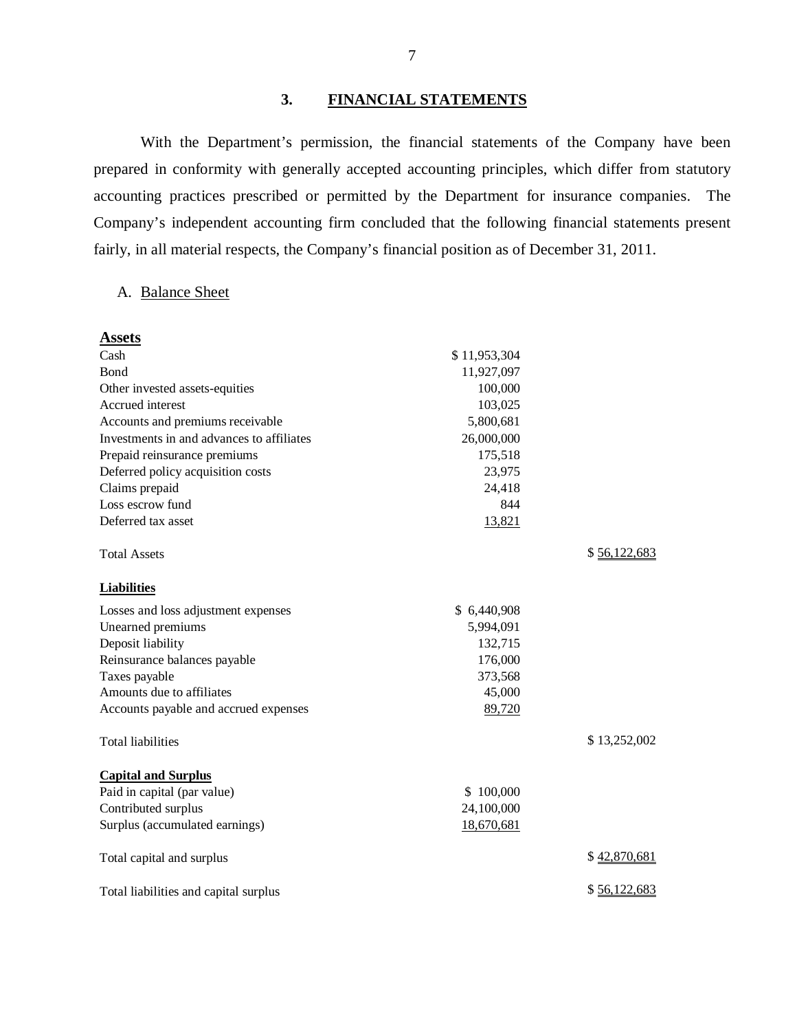## 3. FINANCIAL STATEMENTS

With the Department's permission, the financial statements of the Company have been prepared in conformity with generally accepted accounting principles, which differ from statutory accounting practices prescribed or permitted by the Department for insurance companies. The Company's independent accounting firm concluded that the following financial statements present fairly, in all material respects, the Company's financial position as of December 31, 2011.

### A. Balance Sheet

| | | |
|---|---|---|
| **Assets** | | |
| Cash | $ 11,953,304 | |
| Bond | 11,927,097 | |
| Other invested assets-equities | 100,000 | |
| Accrued interest | 103,025 | |
| Accounts and premiums receivable | 5,800,681 | |
| Investments in and advances to affiliates | 26,000,000 | |
| Prepaid reinsurance premiums | 175,518 | |
| Deferred policy acquisition costs | 23,975 | |
| Claims prepaid | 24,418 | |
| Loss escrow fund | 844 | |
| Deferred tax asset | 13,821 | |
| Total Assets | | $ 56,122,683 |
| **Liabilities** | | |
| Losses and loss adjustment expenses | $ 6,440,908 | |
| Unearned premiums | 5,994,091 | |
| Deposit liability | 132,715 | |
| Reinsurance balances payable | 176,000 | |
| Taxes payable | 373,568 | |
| Amounts due to affiliates | 45,000 | |
| Accounts payable and accrued expenses | 89,720 | |
| Total liabilities | | $ 13,252,002 |
| **Capital and Surplus** | | |
| Paid in capital (par value) | $ 100,000 | |
| Contributed surplus | 24,100,000 | |
| Surplus (accumulated earnings) | 18,670,681 | |
| Total capital and surplus | | $ 42,870,681 |
| Total liabilities and capital surplus | | $ 56,122,683 |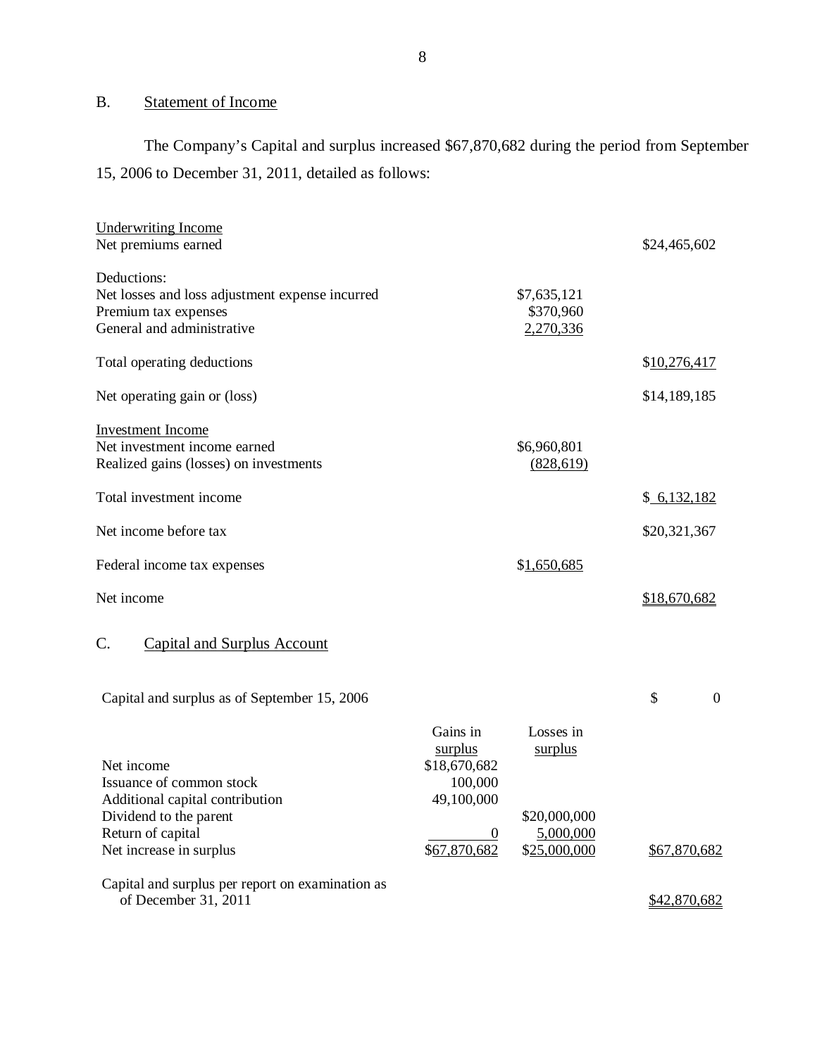## B. Statement of Income

The Company's Capital and surplus increased $67,870,682 during the period from September 15, 2006 to December 31, 2011, detailed as follows:

| | | |
|---|---|---|
| Underwriting Income | | |
| Net premiums earned | | $24,465,602 |
| Deductions: | | |
| Net losses and loss adjustment expense incurred | $7,635,121 | |
| Premium tax expenses | $370,960 | |
| General and administrative | 2,270,336 | |
| Total operating deductions | | $10,276,417 |
| Net operating gain or (loss) | | $14,189,185 |
| Investment Income | | |
| Net investment income earned | $6,960,801 | |
| Realized gains (losses) on investments | (828,619) | |
| Total investment income | | $ 6,132,182 |
| Net income before tax | | $20,321,367 |
| Federal income tax expenses | $1,650,685 | |
| Net income | | $18,670,682 |

## C. Capital and Surplus Account

| | Gains in surplus | Losses in surplus | |
|---|---|---|---|
| Capital and surplus as of September 15, 2006 | | | $ 0 |
| Net income | $18,670,682 | | |
| Issuance of common stock | 100,000 | | |
| Additional capital contribution | 49,100,000 | | |
| Dividend to the parent | | $20,000,000 | |
| Return of capital | 0 | 5,000,000 | |
| Net increase in surplus | $67,870,682 | $25,000,000 | $67,870,682 |
| Capital and surplus per report on examination as of December 31, 2011 | | | $42,870,682 |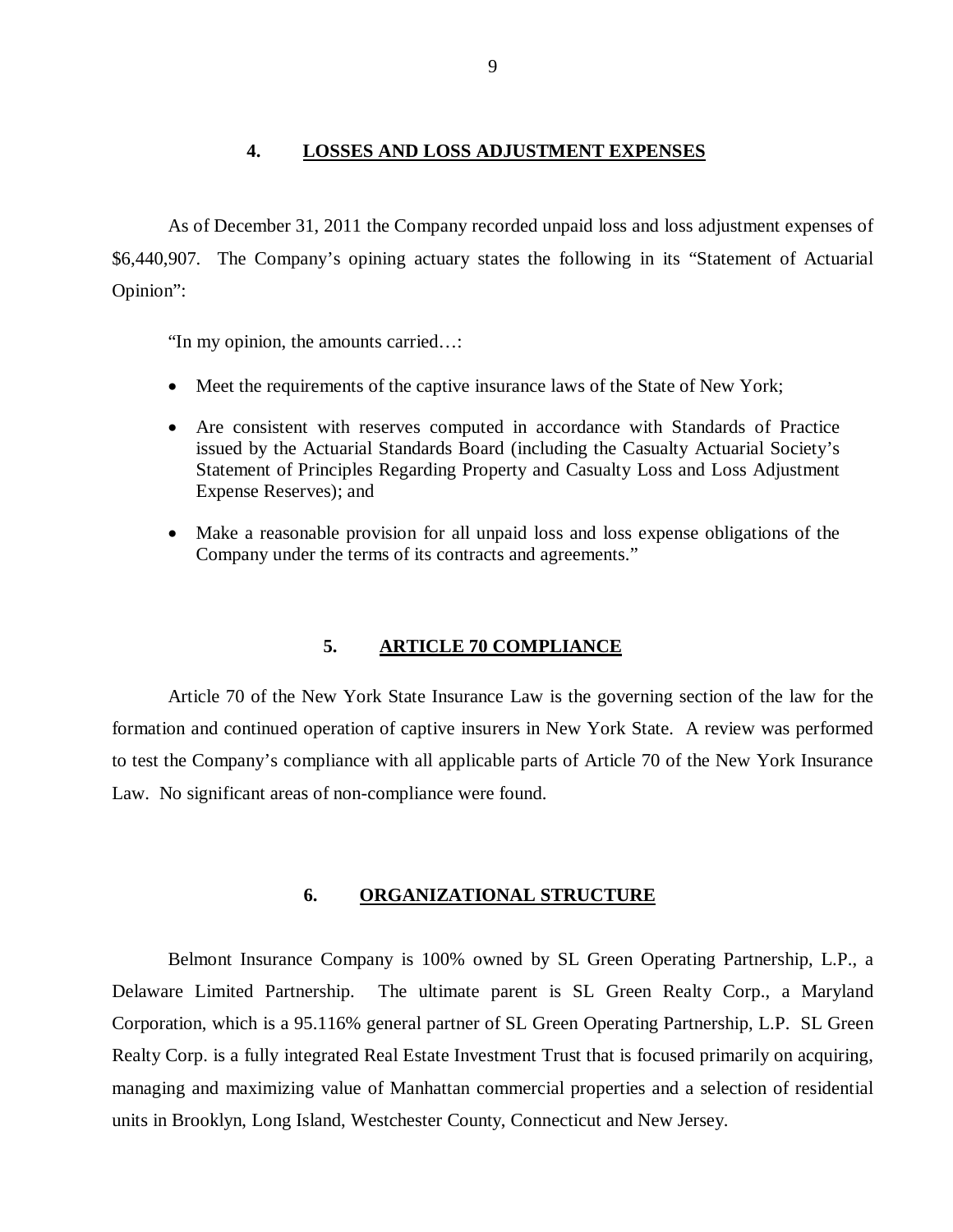## 4. LOSSES AND LOSS ADJUSTMENT EXPENSES

As of December 31, 2011 the Company recorded unpaid loss and loss adjustment expenses of $6,440,907. The Company's opining actuary states the following in its "Statement of Actuarial Opinion":

"In my opinion, the amounts carried…:

- Meet the requirements of the captive insurance laws of the State of New York;
- Are consistent with reserves computed in accordance with Standards of Practice issued by the Actuarial Standards Board (including the Casualty Actuarial Society's Statement of Principles Regarding Property and Casualty Loss and Loss Adjustment Expense Reserves); and
- Make a reasonable provision for all unpaid loss and loss expense obligations of the Company under the terms of its contracts and agreements."

## 5. ARTICLE 70 COMPLIANCE

Article 70 of the New York State Insurance Law is the governing section of the law for the formation and continued operation of captive insurers in New York State. A review was performed to test the Company's compliance with all applicable parts of Article 70 of the New York Insurance Law. No significant areas of non-compliance were found.

## 6. ORGANIZATIONAL STRUCTURE

Belmont Insurance Company is 100% owned by SL Green Operating Partnership, L.P., a Delaware Limited Partnership. The ultimate parent is SL Green Realty Corp., a Maryland Corporation, which is a 95.116% general partner of SL Green Operating Partnership, L.P. SL Green Realty Corp. is a fully integrated Real Estate Investment Trust that is focused primarily on acquiring, managing and maximizing value of Manhattan commercial properties and a selection of residential units in Brooklyn, Long Island, Westchester County, Connecticut and New Jersey.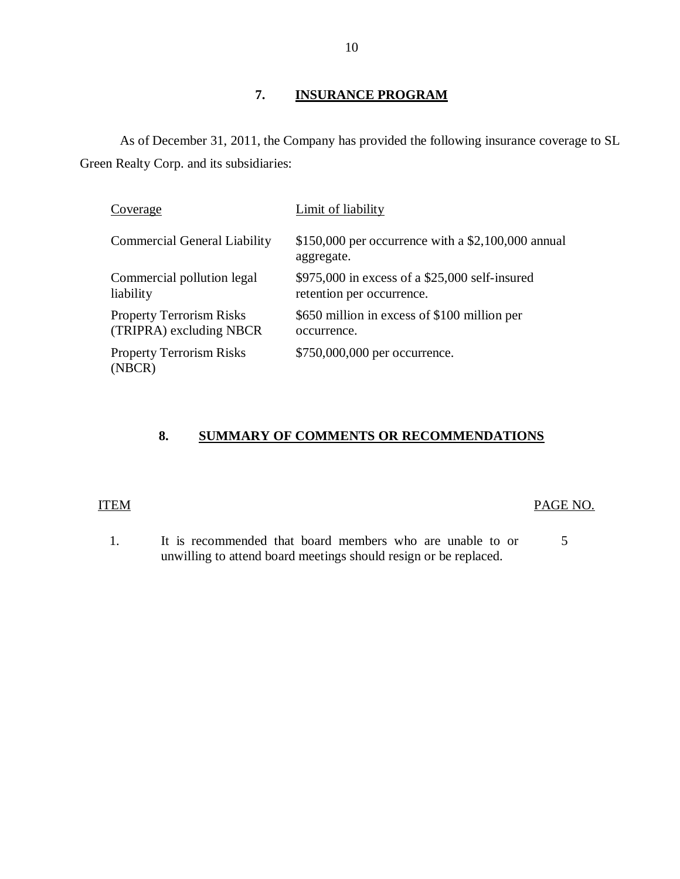## 7. INSURANCE PROGRAM

As of December 31, 2011, the Company has provided the following insurance coverage to SL Green Realty Corp. and its subsidiaries:

| Coverage | Limit of liability |
|---|---|
| Commercial General Liability | $150,000 per occurrence with a $2,100,000 annual aggregate. |
| Commercial pollution legal liability | $975,000 in excess of a $25,000 self-insured retention per occurrence. |
| Property Terrorism Risks (TRIPRA) excluding NBCR | $650 million in excess of $100 million per occurrence. |
| Property Terrorism Risks (NBCR) | $750,000,000 per occurrence. |

## 8. SUMMARY OF COMMENTS OR RECOMMENDATIONS

| ITEM | | PAGE NO. |
|---|---|---|
| 1. | It is recommended that board members who are unable to or unwilling to attend board meetings should resign or be replaced. | 5 |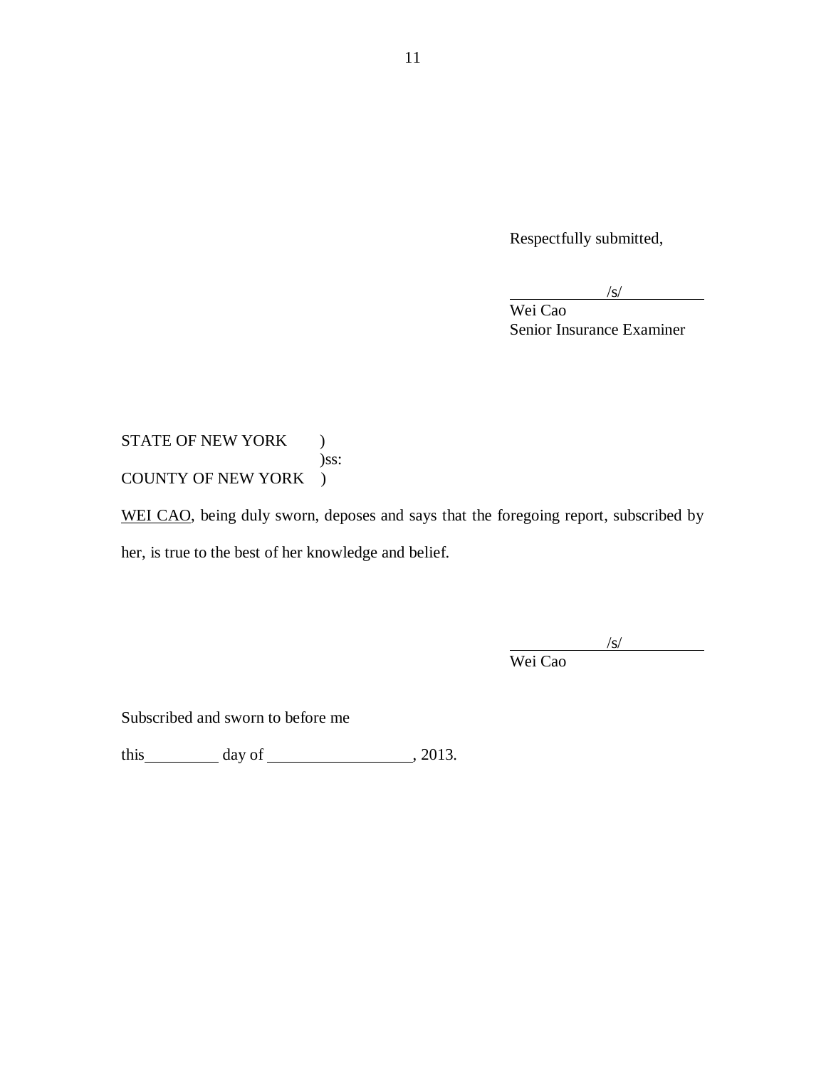Respectfully submitted,

/s/

Wei Cao
Senior Insurance Examiner

STATE OF NEW YORK )
)ss:
COUNTY OF NEW YORK )

WEI CAO, being duly sworn, deposes and says that the foregoing report, subscribed by her, is true to the best of her knowledge and belief.

/s/

Wei Cao

Subscribed and sworn to before me

this__________ day of ___________________, 2013.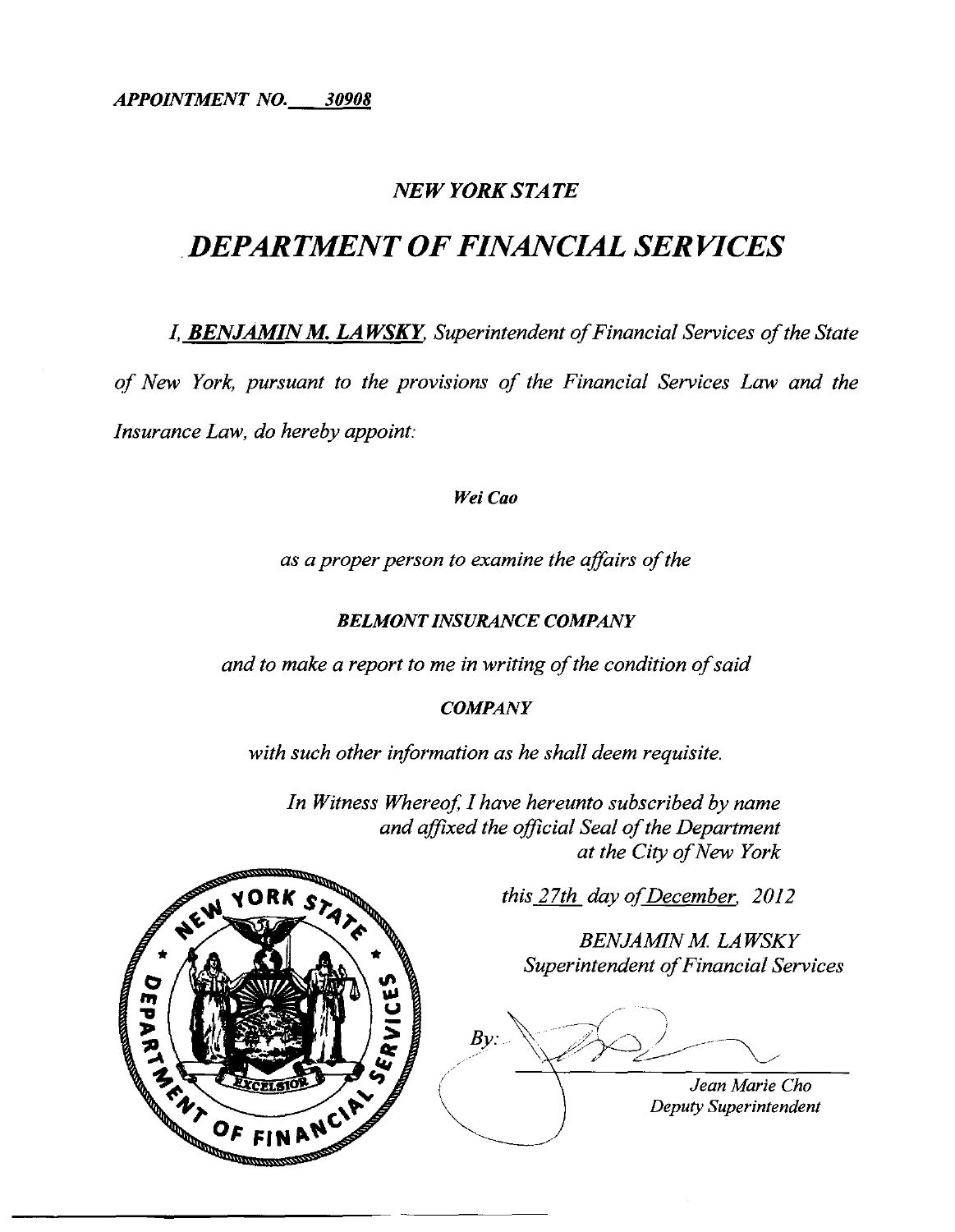*APPOINTMENT NO. 30908*

# *NEW YORK STATE*

# *DEPARTMENT OF FINANCIAL SERVICES*

*I, **BENJAMIN M. LAWSKY**, Superintendent of Financial Services of the State of New York, pursuant to the provisions of the Financial Services Law and the Insurance Law, do hereby appoint:*

***Wei Cao***

*as a proper person to examine the affairs of the*

***BELMONT INSURANCE COMPANY***

*and to make a report to me in writing of the condition of said*

***COMPANY***

*with such other information as he shall deem requisite.*

*In Witness Whereof, I have hereunto subscribed by name and affixed the official Seal of the Department at the City of New York*

*this 27th day of December, 2012*

*BENJAMIN M. LAWSKY*
*Superintendent of Financial Services*

*By:*

*Jean Marie Cho*
*Deputy Superintendent*